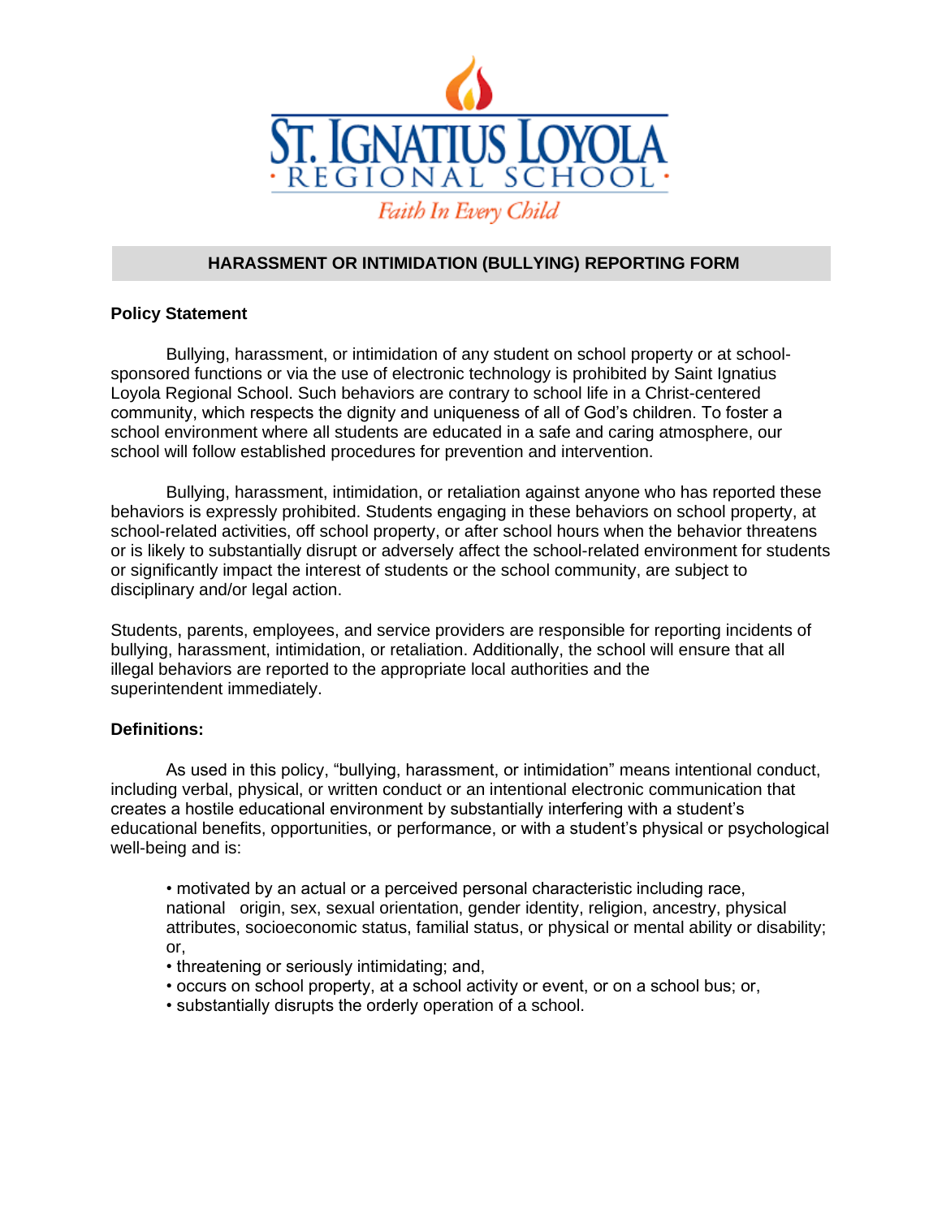# ST. IGNATIUS LOYOLA

· REGIONAL SCHOOL ·

*Faith In Every Child*

## HARASSMENT OR INTIMIDATION (BULLYING) REPORTING FORM

**Policy Statement**

Bullying, harassment, or intimidation of any student on school property or at school-sponsored functions or via the use of electronic technology is prohibited by Saint Ignatius Loyola Regional School. Such behaviors are contrary to school life in a Christ-centered community, which respects the dignity and uniqueness of all of God's children. To foster a school environment where all students are educated in a safe and caring atmosphere, our school will follow established procedures for prevention and intervention.

Bullying, harassment, intimidation, or retaliation against anyone who has reported these behaviors is expressly prohibited. Students engaging in these behaviors on school property, at school-related activities, off school property, or after school hours when the behavior threatens or is likely to substantially disrupt or adversely affect the school-related environment for students or significantly impact the interest of students or the school community, are subject to disciplinary and/or legal action.

Students, parents, employees, and service providers are responsible for reporting incidents of bullying, harassment, intimidation, or retaliation. Additionally, the school will ensure that all illegal behaviors are reported to the appropriate local authorities and the superintendent immediately.

**Definitions:**

As used in this policy, "bullying, harassment, or intimidation" means intentional conduct, including verbal, physical, or written conduct or an intentional electronic communication that creates a hostile educational environment by substantially interfering with a student's educational benefits, opportunities, or performance, or with a student's physical or psychological well-being and is:

- motivated by an actual or a perceived personal characteristic including race, national origin, sex, sexual orientation, gender identity, religion, ancestry, physical attributes, socioeconomic status, familial status, or physical or mental ability or disability; or,
- threatening or seriously intimidating; and,
- occurs on school property, at a school activity or event, or on a school bus; or,
- substantially disrupts the orderly operation of a school.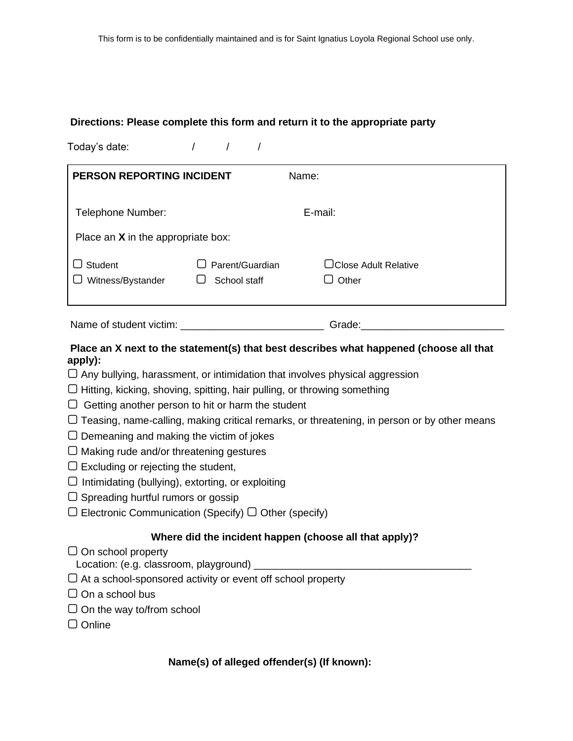This form is to be confidentially maintained and is for Saint Ignatius Loyola Regional School use only.

**Directions: Please complete this form and return it to the appropriate party**

Today's date: / / /

| **PERSON REPORTING INCIDENT** | | Name: |
|---|---|---|
| Telephone Number: | | E-mail: |
| Place an **X** in the appropriate box: | | |
| ▢ Student | ▢ Parent/Guardian | ▢ Close Adult Relative |
| ▢ Witness/Bystander | ▢ School staff | ▢ Other |

Name of student victim: ________________________ Grade:________________________

**Place an X next to the statement(s) that best describes what happened (choose all that apply):**

▢ Any bullying, harassment, or intimidation that involves physical aggression
▢ Hitting, kicking, shoving, spitting, hair pulling, or throwing something
▢ Getting another person to hit or harm the student
▢ Teasing, name-calling, making critical remarks, or threatening, in person or by other means
▢ Demeaning and making the victim of jokes
▢ Making rude and/or threatening gestures
▢ Excluding or rejecting the student,
▢ Intimidating (bullying), extorting, or exploiting
▢ Spreading hurtful rumors or gossip
▢ Electronic Communication (Specify) ▢ Other (specify)

**Where did the incident happen (choose all that apply)?**

▢ On school property
Location: (e.g. classroom, playground) ____________________________________
▢ At a school-sponsored activity or event off school property
▢ On a school bus
▢ On the way to/from school
▢ Online

**Name(s) of alleged offender(s) (If known):**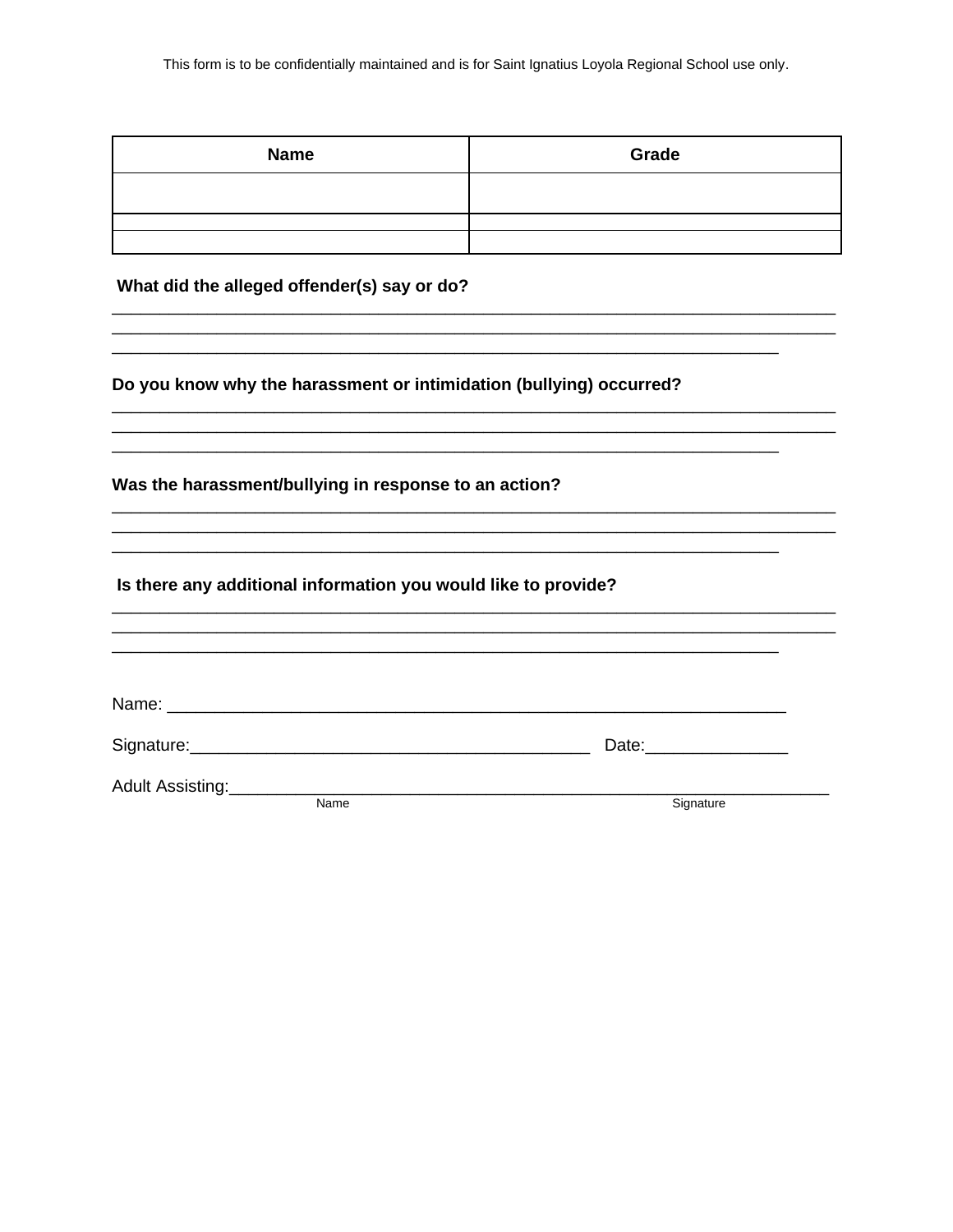This form is to be confidentially maintained and is for Saint Ignatius Loyola Regional School use only.

| Name | Grade |
| --- | --- |
| | |
| | |
| | |

**What did the alleged offender(s) say or do?**

________________________________________________________________________________
________________________________________________________________________________
__________________________________________________________________________

**Do you know why the harassment or intimidation (bullying) occurred?**

________________________________________________________________________________
________________________________________________________________________________
__________________________________________________________________________

**Was the harassment/bullying in response to an action?**

________________________________________________________________________________
________________________________________________________________________________
__________________________________________________________________________

**Is there any additional information you would like to provide?**

________________________________________________________________________________
________________________________________________________________________________
__________________________________________________________________________

Name: ____________________________________________________________________

Signature:__________________________________________ Date:_______________

Adult Assisting:_________________________________________________________________

Name Signature